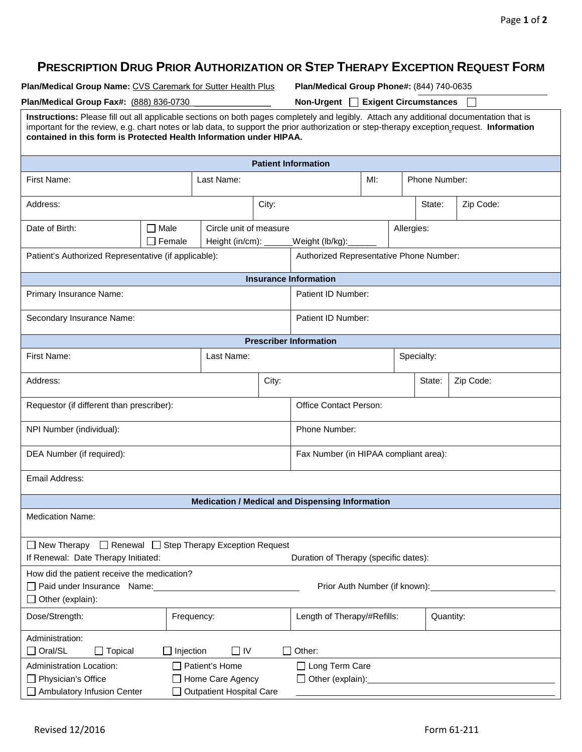# Prescription Drug Prior Authorization or Step Therapy Exception Request Form

**Plan/Medical Group Name:** CVS Caremark for Sutter Health Plus **Plan/Medical Group Phone#:** (844) 740-0635

**Plan/Medical Group Fax#:** (888) 836-0730 **Non-Urgent** ☐ **Exigent Circumstances** ☐

**Instructions:** Please fill out all applicable sections on both pages completely and legibly. Attach any additional documentation that is important for the review, e.g. chart notes or lab data, to support the prior authorization or step-therapy exception request. **Information contained in this form is Protected Health Information under HIPAA.**

## Patient Information

| | | | |
|---|---|---|---|
| First Name: | Last Name: | MI: | Phone Number: |
| Address: | City: | State: | Zip Code: |
| Date of Birth: | ☐ Male ☐ Female | Circle unit of measure Height (in/cm): ______ Weight (lb/kg):______ | Allergies: |
| Patient's Authorized Representative (if applicable): | | Authorized Representative Phone Number: | |

## Insurance Information

| | |
|---|---|
| Primary Insurance Name: | Patient ID Number: |
| Secondary Insurance Name: | Patient ID Number: |

## Prescriber Information

| | | | |
|---|---|---|---|
| First Name: | Last Name: | Specialty: | |
| Address: | City: | State: | Zip Code: |
| Requestor (if different than prescriber): | | Office Contact Person: | |
| NPI Number (individual): | | Phone Number: | |
| DEA Number (if required): | | Fax Number (in HIPAA compliant area): | |
| Email Address: | | | |

## Medication / Medical and Dispensing Information

Medication Name:

☐ New Therapy ☐ Renewal ☐ Step Therapy Exception Request

If Renewal: Date Therapy Initiated: Duration of Therapy (specific dates):

How did the patient receive the medication?

☐ Paid under Insurance Name:______________________ Prior Auth Number (if known):______________________

☐ Other (explain):

| | | | |
|---|---|---|---|
| Dose/Strength: | Frequency: | Length of Therapy/#Refills: | Quantity: |

Administration:

☐ Oral/SL ☐ Topical ☐ Injection ☐ IV ☐ Other:

Administration Location:

☐ Physician's Office ☐ Ambulatory Infusion Center ☐ Patient's Home ☐ Home Care Agency ☐ Outpatient Hospital Care ☐ Long Term Care ☐ Other (explain):______________________

Revised 12/2016

Form 61-211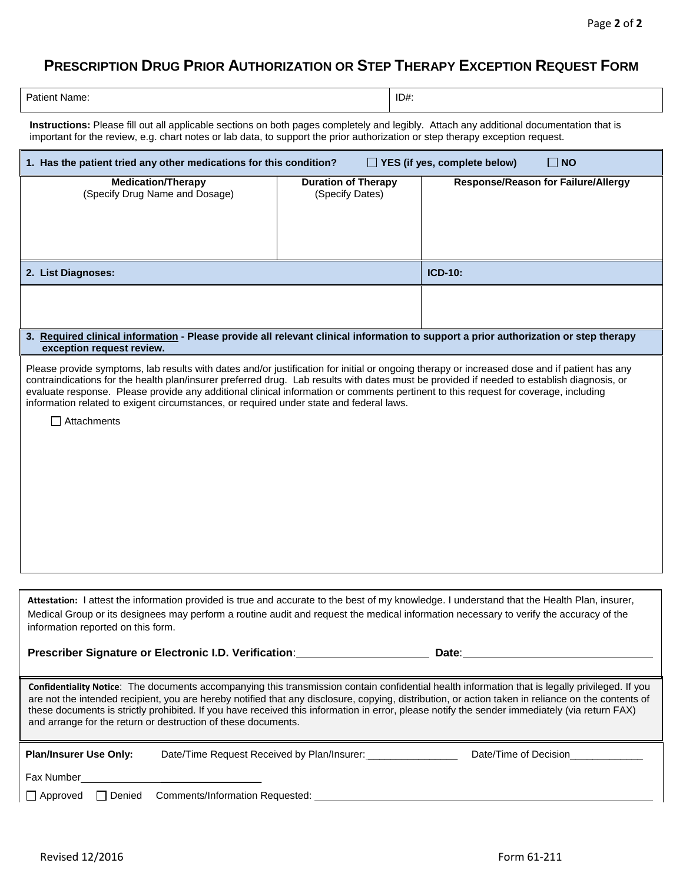# Prescription Drug Prior Authorization or Step Therapy Exception Request Form

| Patient Name: | ID#: |
|---|---|

**Instructions:** Please fill out all applicable sections on both pages completely and legibly. Attach any additional documentation that is important for the review, e.g. chart notes or lab data, to support the prior authorization or step therapy exception request.

**1. Has the patient tried any other medications for this condition?** ☐ **YES (if yes, complete below)** ☐ **NO**

| **Medication/Therapy** (Specify Drug Name and Dosage) | **Duration of Therapy** (Specify Dates) | **Response/Reason for Failure/Allergy** |
|---|---|---|
| | | |

| **2. List Diagnoses:** | **ICD-10:** |
|---|---|
| | |

**3. Required clinical information - Please provide all relevant clinical information to support a prior authorization or step therapy exception request review.**

Please provide symptoms, lab results with dates and/or justification for initial or ongoing therapy or increased dose and if patient has any contraindications for the health plan/insurer preferred drug. Lab results with dates must be provided if needed to establish diagnosis, or evaluate response. Please provide any additional clinical information or comments pertinent to this request for coverage, including information related to exigent circumstances, or required under state and federal laws.

☐ Attachments

**Attestation:** I attest the information provided is true and accurate to the best of my knowledge. I understand that the Health Plan, insurer, Medical Group or its designees may perform a routine audit and request the medical information necessary to verify the accuracy of the information reported on this form.

**Prescriber Signature or Electronic I.D. Verification**:\_\_\_\_\_\_\_\_\_\_\_\_\_\_\_\_\_\_\_\_ **Date**:\_\_\_\_\_\_\_\_\_\_\_\_\_\_\_\_\_\_\_\_

**Confidentiality Notice**: The documents accompanying this transmission contain confidential health information that is legally privileged. If you are not the intended recipient, you are hereby notified that any disclosure, copying, distribution, or action taken in reliance on the contents of these documents is strictly prohibited. If you have received this information in error, please notify the sender immediately (via return FAX) and arrange for the return or destruction of these documents.

**Plan/Insurer Use Only:** Date/Time Request Received by Plan/Insurer:\_\_\_\_\_\_\_\_\_\_\_\_\_\_\_\_ Date/Time of Decision\_\_\_\_\_\_\_\_\_\_\_\_\_

Fax Number\_\_\_\_\_\_\_\_\_\_\_\_\_\_\_\_\_\_\_\_\_\_\_\_\_\_\_\_\_\_\_\_

☐ Approved ☐ Denied Comments/Information Requested: \_\_\_\_\_\_\_\_\_\_\_\_\_\_\_\_\_\_\_\_\_\_\_\_\_\_\_\_\_\_\_\_

Revised 12/2016 Form 61-211